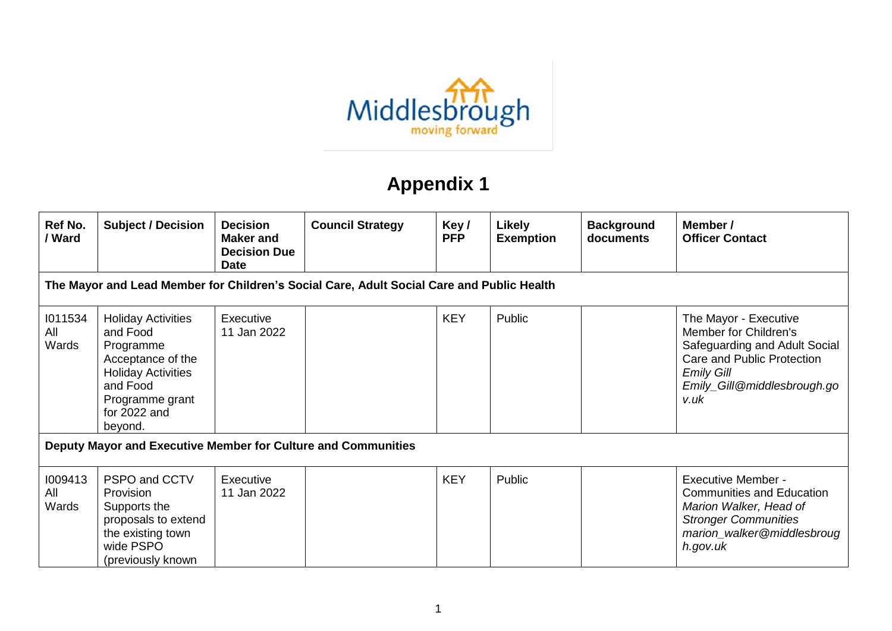# Appendix 1

| Ref No. / Ward | Subject / Decision | Decision Maker and Decision Due Date | Council Strategy | Key / PFP | Likely Exemption | Background documents | Member / Officer Contact |
|---|---|---|---|---|---|---|---|
| **The Mayor and Lead Member for Children's Social Care, Adult Social Care and Public Health** | | | | | | | |
| I011534 All Wards | Holiday Activities and Food Programme Acceptance of the Holiday Activities and Food Programme grant for 2022 and beyond. | Executive 11 Jan 2022 | | KEY | Public | | The Mayor - Executive Member for Children's Safeguarding and Adult Social Care and Public Protection *Emily Gill* *Emily_Gill@middlesbrough.gov.uk* |
| **Deputy Mayor and Executive Member for Culture and Communities** | | | | | | | |
| I009413 All Wards | PSPO and CCTV Provision Supports the proposals to extend the existing town wide PSPO (previously known | Executive 11 Jan 2022 | | KEY | Public | | Executive Member - Communities and Education *Marion Walker, Head of Stronger Communities* *marion_walker@middlesbrough.gov.uk* |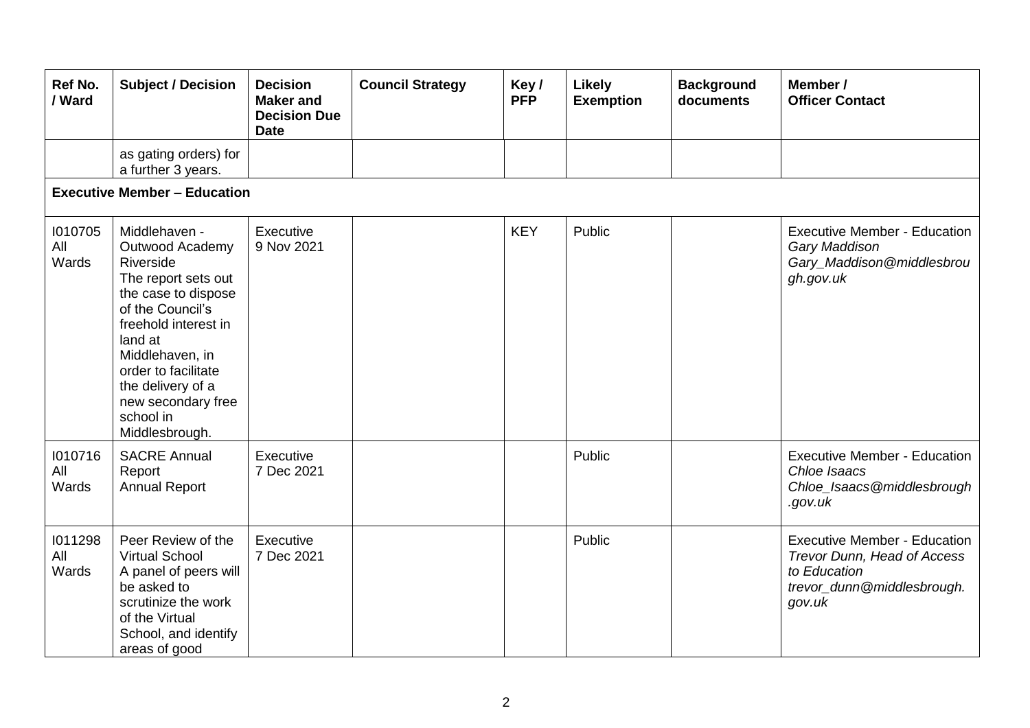| Ref No. / Ward | Subject / Decision | Decision Maker and Decision Due Date | Council Strategy | Key / PFP | Likely Exemption | Background documents | Member / Officer Contact |
|---|---|---|---|---|---|---|---|
| | as gating orders) for a further 3 years. | | | | | | |
| **Executive Member – Education** | | | | | | | |
| I010705 All Wards | Middlehaven - Outwood Academy Riverside The report sets out the case to dispose of the Council's freehold interest in land at Middlehaven, in order to facilitate the delivery of a new secondary free school in Middlesbrough. | Executive 9 Nov 2021 | | KEY | Public | | Executive Member - Education *Gary Maddison* *Gary_Maddison@middlesbrough.gov.uk* |
| I010716 All Wards | SACRE Annual Report Annual Report | Executive 7 Dec 2021 | | | Public | | Executive Member - Education *Chloe Isaacs* *Chloe_Isaacs@middlesbrough.gov.uk* |
| I011298 All Wards | Peer Review of the Virtual School A panel of peers will be asked to scrutinize the work of the Virtual School, and identify areas of good | Executive 7 Dec 2021 | | | Public | | Executive Member - Education *Trevor Dunn, Head of Access to Education* *trevor_dunn@middlesbrough.gov.uk* |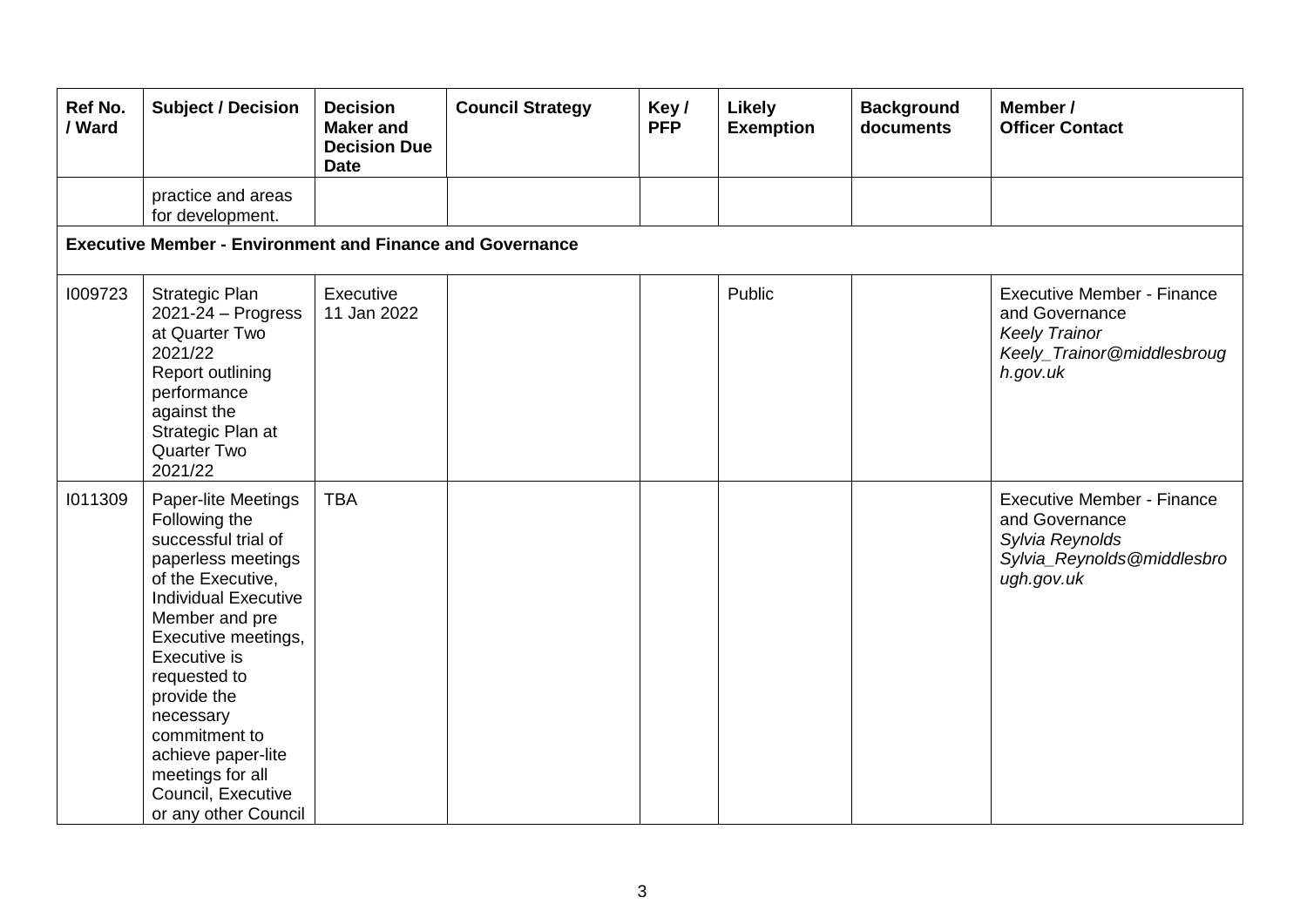| Ref No. / Ward | Subject / Decision | Decision Maker and Decision Due Date | Council Strategy | Key / PFP | Likely Exemption | Background documents | Member / Officer Contact |
|---|---|---|---|---|---|---|---|
| | practice and areas for development. | | | | | | |
| **Executive Member - Environment and Finance and Governance** | | | | | | | |
| I009723 | Strategic Plan 2021-24 – Progress at Quarter Two 2021/22 Report outlining performance against the Strategic Plan at Quarter Two 2021/22 | Executive 11 Jan 2022 | | | Public | | Executive Member - Finance and Governance *Keely Trainor* *Keely_Trainor@middlesbrough.gov.uk* |
| I011309 | Paper-lite Meetings Following the successful trial of paperless meetings of the Executive, Individual Executive Member and pre Executive meetings, Executive is requested to provide the necessary commitment to achieve paper-lite meetings for all Council, Executive or any other Council | TBA | | | | | Executive Member - Finance and Governance *Sylvia Reynolds* *Sylvia_Reynolds@middlesbrough.gov.uk* |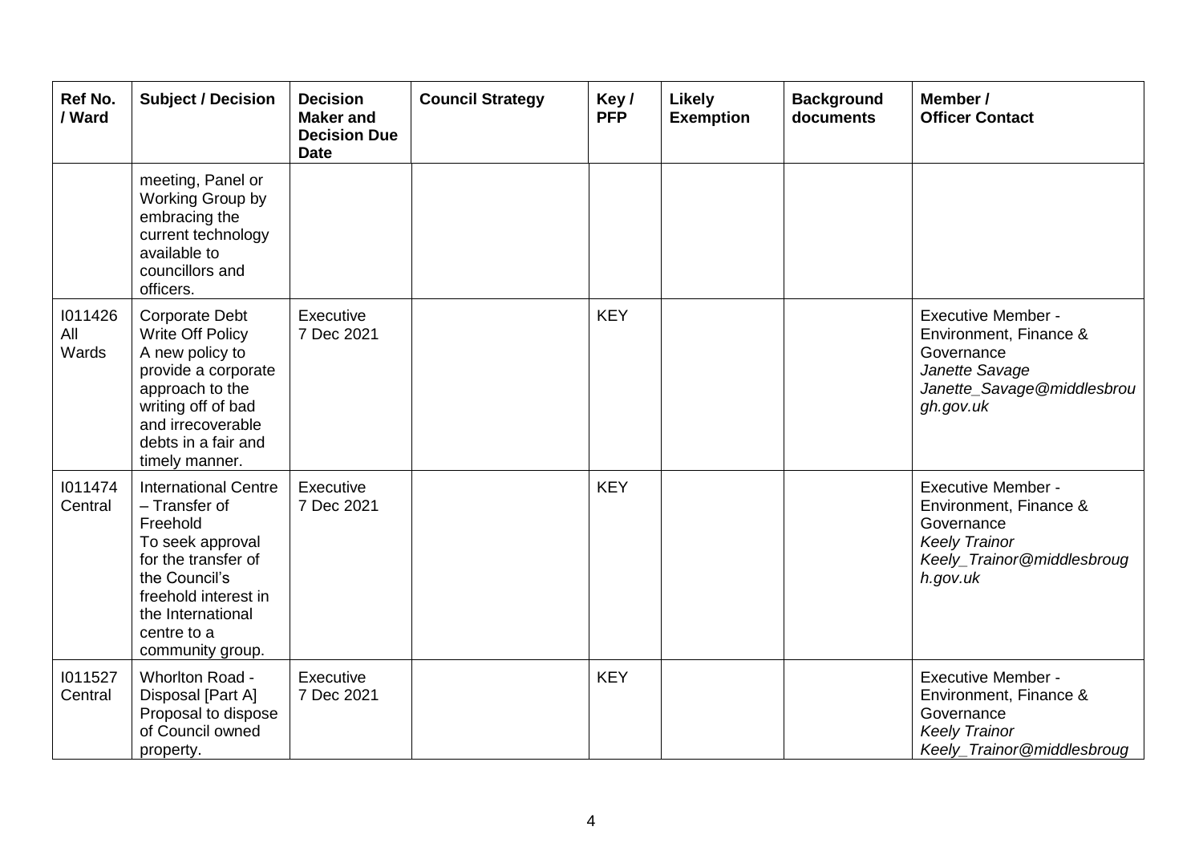| Ref No. / Ward | Subject / Decision | Decision Maker and Decision Due Date | Council Strategy | Key / PFP | Likely Exemption | Background documents | Member / Officer Contact |
|---|---|---|---|---|---|---|---|
| | meeting, Panel or Working Group by embracing the current technology available to councillors and officers. | | | | | | |
| I011426 All Wards | Corporate Debt Write Off Policy A new policy to provide a corporate approach to the writing off of bad and irrecoverable debts in a fair and timely manner. | Executive 7 Dec 2021 | | KEY | | | Executive Member - Environment, Finance & Governance *Janette Savage* *Janette_Savage@middlesbrough.gov.uk* |
| I011474 Central | International Centre – Transfer of Freehold To seek approval for the transfer of the Council's freehold interest in the International centre to a community group. | Executive 7 Dec 2021 | | KEY | | | Executive Member - Environment, Finance & Governance *Keely Trainor* *Keely_Trainor@middlesbrough.gov.uk* |
| I011527 Central | Whorlton Road - Disposal [Part A] Proposal to dispose of Council owned property. | Executive 7 Dec 2021 | | KEY | | | Executive Member - Environment, Finance & Governance *Keely Trainor* *Keely_Trainor@middlesbroug* |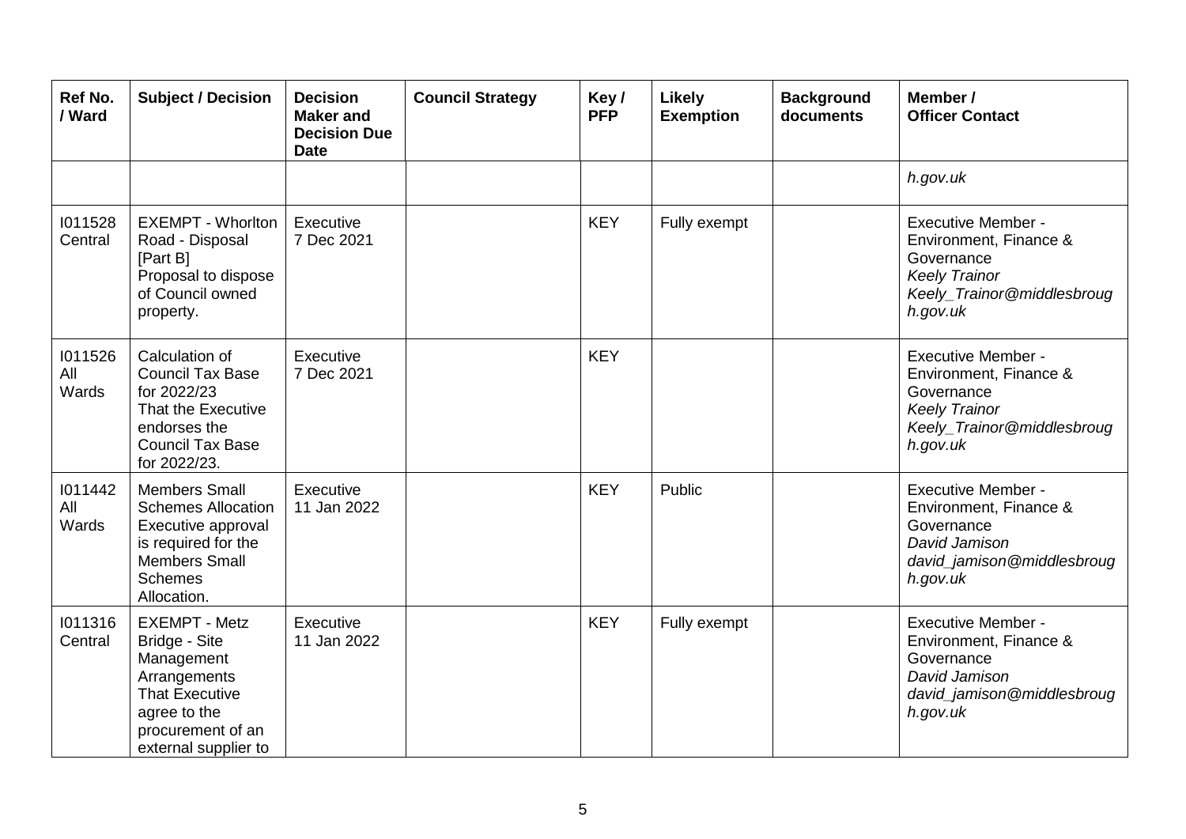| Ref No. / Ward | Subject / Decision | Decision Maker and Decision Due Date | Council Strategy | Key / PFP | Likely Exemption | Background documents | Member / Officer Contact |
|---|---|---|---|---|---|---|---|
| | | | | | | | *h.gov.uk* |
| I011528 Central | EXEMPT - Whorlton Road - Disposal [Part B] Proposal to dispose of Council owned property. | Executive 7 Dec 2021 | | KEY | Fully exempt | | Executive Member - Environment, Finance & Governance *Keely Trainor* *Keely_Trainor@middlesbrough.gov.uk* |
| I011526 All Wards | Calculation of Council Tax Base for 2022/23 That the Executive endorses the Council Tax Base for 2022/23. | Executive 7 Dec 2021 | | KEY | | | Executive Member - Environment, Finance & Governance *Keely Trainor* *Keely_Trainor@middlesbrough.gov.uk* |
| I011442 All Wards | Members Small Schemes Allocation Executive approval is required for the Members Small Schemes Allocation. | Executive 11 Jan 2022 | | KEY | Public | | Executive Member - Environment, Finance & Governance *David Jamison* *david_jamison@middlesbrough.gov.uk* |
| I011316 Central | EXEMPT - Metz Bridge - Site Management Arrangements That Executive agree to the procurement of an external supplier to | Executive 11 Jan 2022 | | KEY | Fully exempt | | Executive Member - Environment, Finance & Governance *David Jamison* *david_jamison@middlesbrough.gov.uk* |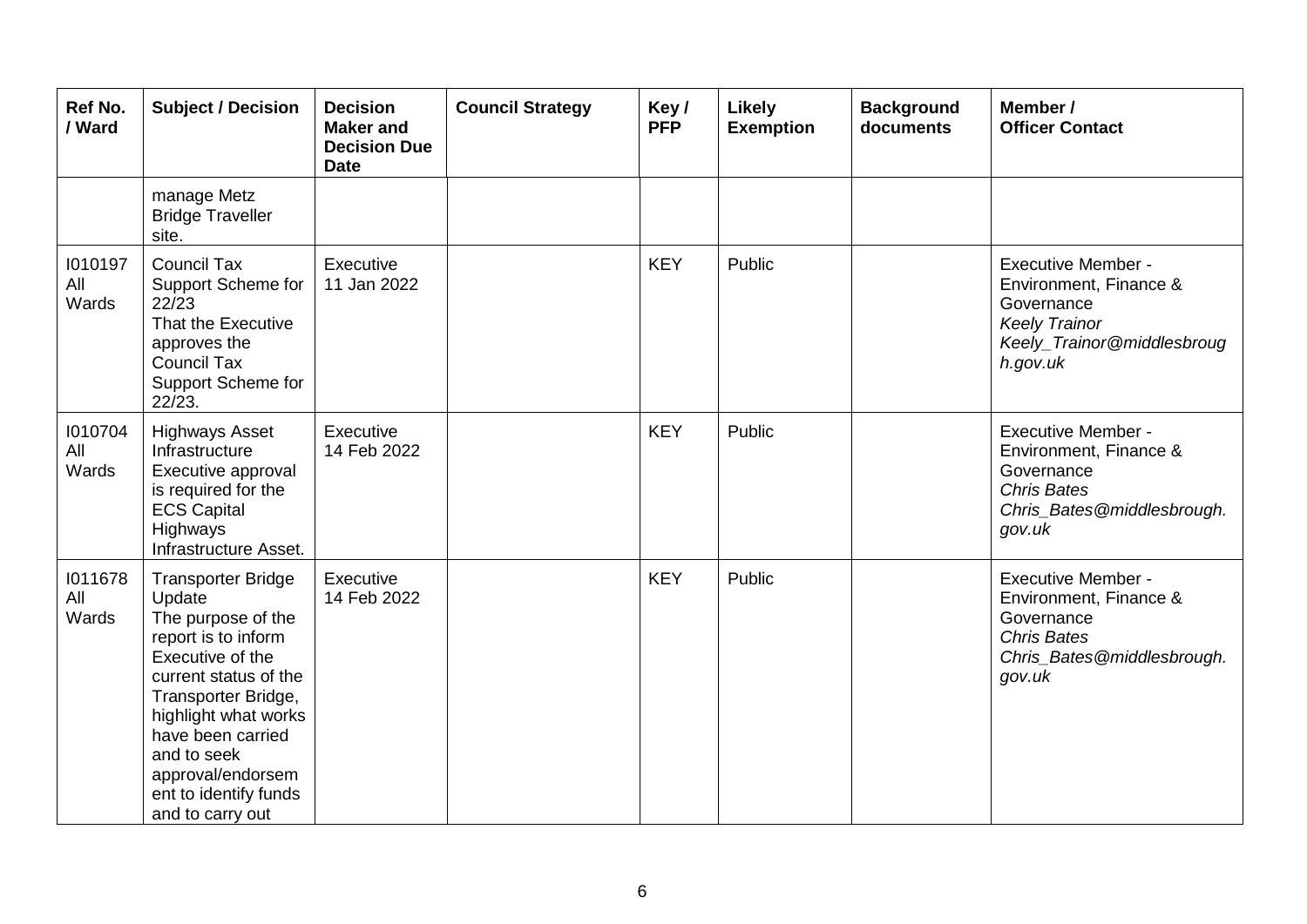| Ref No. / Ward | Subject / Decision | Decision Maker and Decision Due Date | Council Strategy | Key / PFP | Likely Exemption | Background documents | Member / Officer Contact |
|---|---|---|---|---|---|---|---|
| | manage Metz Bridge Traveller site. | | | | | | |
| I010197 All Wards | Council Tax Support Scheme for 22/23 That the Executive approves the Council Tax Support Scheme for 22/23. | Executive 11 Jan 2022 | | KEY | Public | | Executive Member - Environment, Finance & Governance *Keely Trainor* *Keely_Trainor@middlesbrough.gov.uk* |
| I010704 All Wards | Highways Asset Infrastructure Executive approval is required for the ECS Capital Highways Infrastructure Asset. | Executive 14 Feb 2022 | | KEY | Public | | Executive Member - Environment, Finance & Governance *Chris Bates* *Chris_Bates@middlesbrough.gov.uk* |
| I011678 All Wards | Transporter Bridge Update The purpose of the report is to inform Executive of the current status of the Transporter Bridge, highlight what works have been carried and to seek approval/endorsement to identify funds and to carry out | Executive 14 Feb 2022 | | KEY | Public | | Executive Member - Environment, Finance & Governance *Chris Bates* *Chris_Bates@middlesbrough.gov.uk* |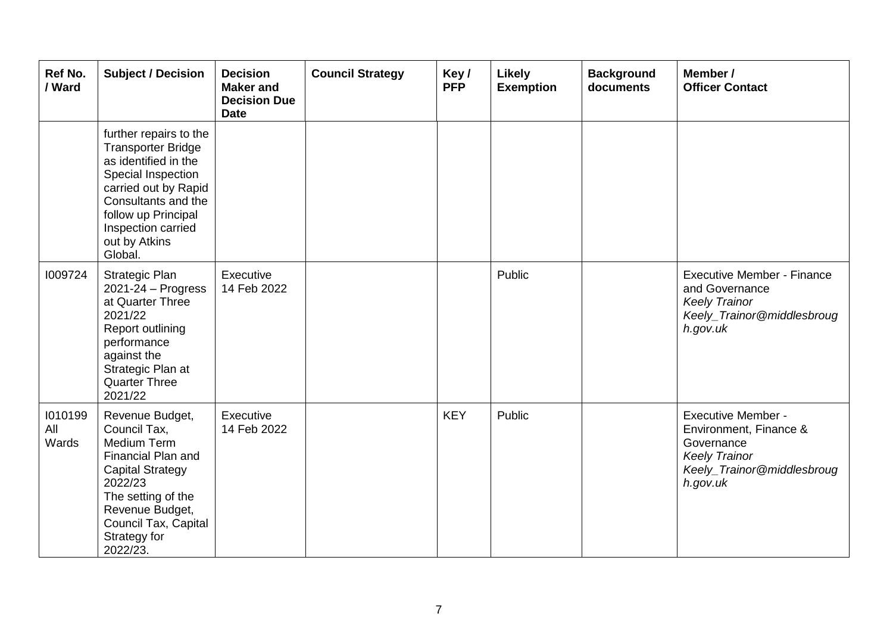| Ref No. / Ward | Subject / Decision | Decision Maker and Decision Due Date | Council Strategy | Key / PFP | Likely Exemption | Background documents | Member / Officer Contact |
|---|---|---|---|---|---|---|---|
| | further repairs to the Transporter Bridge as identified in the Special Inspection carried out by Rapid Consultants and the follow up Principal Inspection carried out by Atkins Global. | | | | | | |
| I009724 | Strategic Plan 2021-24 – Progress at Quarter Three 2021/22<br>Report outlining performance against the Strategic Plan at Quarter Three 2021/22 | Executive 14 Feb 2022 | | | Public | | Executive Member - Finance and Governance<br>*Keely Trainor*<br>*Keely_Trainor@middlesbrough.gov.uk* |
| I010199 All Wards | Revenue Budget, Council Tax, Medium Term Financial Plan and Capital Strategy 2022/23<br>The setting of the Revenue Budget, Council Tax, Capital Strategy for 2022/23. | Executive 14 Feb 2022 | | KEY | Public | | Executive Member - Environment, Finance & Governance<br>*Keely Trainor*<br>*Keely_Trainor@middlesbrough.gov.uk* |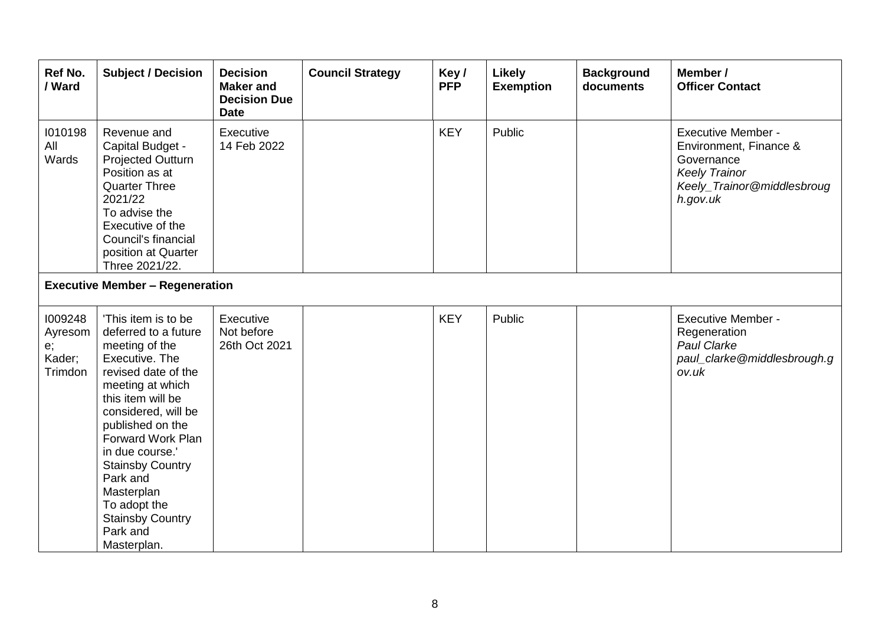| Ref No. / Ward | Subject / Decision | Decision Maker and Decision Due Date | Council Strategy | Key / PFP | Likely Exemption | Background documents | Member / Officer Contact |
|---|---|---|---|---|---|---|---|
| I010198 All Wards | Revenue and Capital Budget - Projected Outturn Position as at Quarter Three 2021/22 To advise the Executive of the Council's financial position at Quarter Three 2021/22. | Executive 14 Feb 2022 | | KEY | Public | | Executive Member - Environment, Finance & Governance *Keely Trainor* *Keely_Trainor@middlesbrough.gov.uk* |
| **Executive Member – Regeneration** | | | | | | | |
| I009248 Ayresome; Kader; Trimdon | 'This item is to be deferred to a future meeting of the Executive. The revised date of the meeting at which this item will be considered, will be published on the Forward Work Plan in due course.' Stainsby Country Park and Masterplan To adopt the Stainsby Country Park and Masterplan. | Executive Not before 26th Oct 2021 | | KEY | Public | | Executive Member - Regeneration *Paul Clarke* *paul_clarke@middlesbrough.gov.uk* |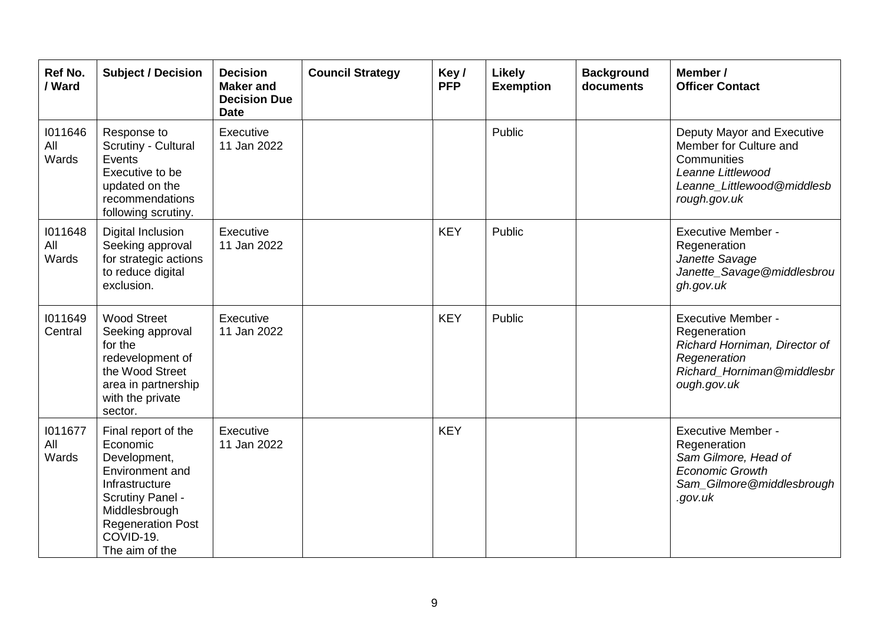| Ref No. / Ward | Subject / Decision | Decision Maker and Decision Due Date | Council Strategy | Key / PFP | Likely Exemption | Background documents | Member / Officer Contact |
|---|---|---|---|---|---|---|---|
| I011646 All Wards | Response to Scrutiny - Cultural Events Executive to be updated on the recommendations following scrutiny. | Executive 11 Jan 2022 | | | Public | | Deputy Mayor and Executive Member for Culture and Communities *Leanne Littlewood* *Leanne_Littlewood@middlesbrough.gov.uk* |
| I011648 All Wards | Digital Inclusion Seeking approval for strategic actions to reduce digital exclusion. | Executive 11 Jan 2022 | | KEY | Public | | Executive Member - Regeneration *Janette Savage* *Janette_Savage@middlesbrough.gov.uk* |
| I011649 Central | Wood Street Seeking approval for the redevelopment of the Wood Street area in partnership with the private sector. | Executive 11 Jan 2022 | | KEY | Public | | Executive Member - Regeneration *Richard Horniman, Director of Regeneration* *Richard_Horniman@middlesbrough.gov.uk* |
| I011677 All Wards | Final report of the Economic Development, Environment and Infrastructure Scrutiny Panel - Middlesbrough Regeneration Post COVID-19. The aim of the | Executive 11 Jan 2022 | | KEY | | | Executive Member - Regeneration *Sam Gilmore, Head of Economic Growth* *Sam_Gilmore@middlesbrough.gov.uk* |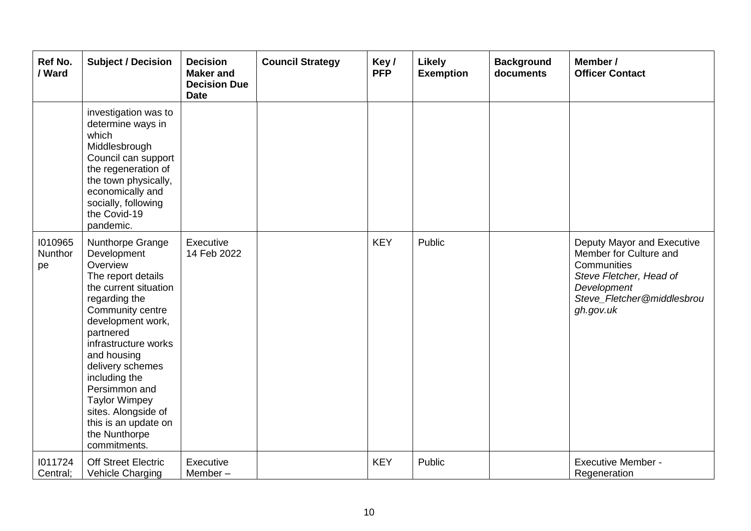| Ref No. / Ward | Subject / Decision | Decision Maker and Decision Due Date | Council Strategy | Key / PFP | Likely Exemption | Background documents | Member / Officer Contact |
|---|---|---|---|---|---|---|---|
| | investigation was to determine ways in which Middlesbrough Council can support the regeneration of the town physically, economically and socially, following the Covid-19 pandemic. | | | | | | |
| I010965 Nunthorpe | Nunthorpe Grange Development Overview The report details the current situation regarding the Community centre development work, partnered infrastructure works and housing delivery schemes including the Persimmon and Taylor Wimpey sites. Alongside of this is an update on the Nunthorpe commitments. | Executive 14 Feb 2022 | | KEY | Public | | Deputy Mayor and Executive Member for Culture and Communities *Steve Fletcher, Head of Development* *Steve_Fletcher@middlesbrough.gov.uk* |
| I011724 Central; | Off Street Electric Vehicle Charging | Executive Member – | | KEY | Public | | Executive Member - Regeneration |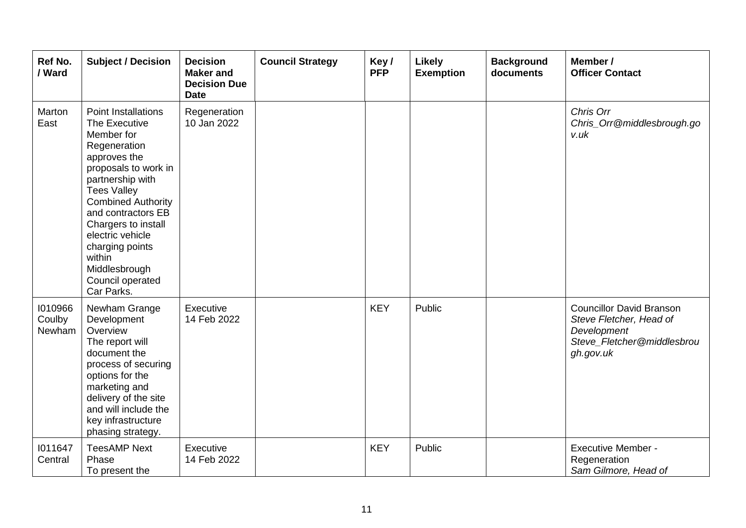| Ref No. / Ward | Subject / Decision | Decision Maker and Decision Due Date | Council Strategy | Key / PFP | Likely Exemption | Background documents | Member / Officer Contact |
|---|---|---|---|---|---|---|---|
| Marton East | Point Installations The Executive Member for Regeneration approves the proposals to work in partnership with Tees Valley Combined Authority and contractors EB Chargers to install electric vehicle charging points within Middlesbrough Council operated Car Parks. | Regeneration 10 Jan 2022 | | | | | *Chris Orr* *Chris_Orr@middlesbrough.gov.uk* |
| I010966 Coulby Newham | Newham Grange Development Overview The report will document the process of securing options for the marketing and delivery of the site and will include the key infrastructure phasing strategy. | Executive 14 Feb 2022 | | KEY | Public | | Councillor David Branson *Steve Fletcher, Head of Development* *Steve_Fletcher@middlesbrough.gov.uk* |
| I011647 Central | TeesAMP Next Phase To present the | Executive 14 Feb 2022 | | KEY | Public | | Executive Member - Regeneration *Sam Gilmore, Head of* |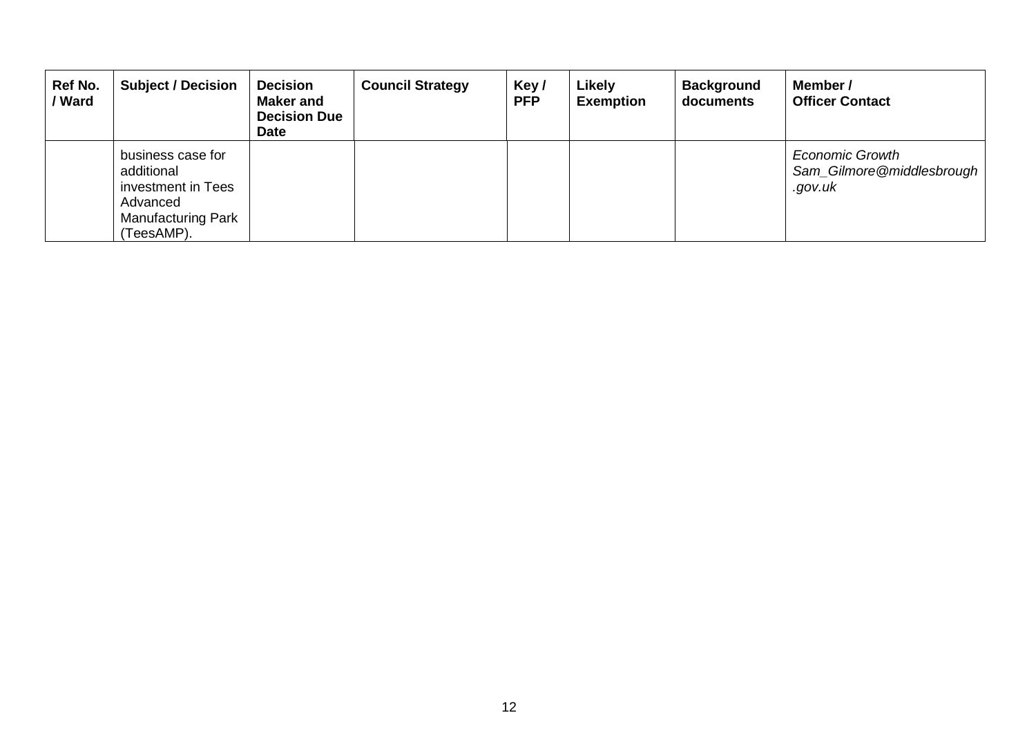| Ref No. / Ward | Subject / Decision | Decision Maker and Decision Due Date | Council Strategy | Key / PFP | Likely Exemption | Background documents | Member / Officer Contact |
|---|---|---|---|---|---|---|---|
| | business case for additional investment in Tees Advanced Manufacturing Park (TeesAMP). | | | | | | *Economic Growth Sam_Gilmore@middlesbrough.gov.uk* |